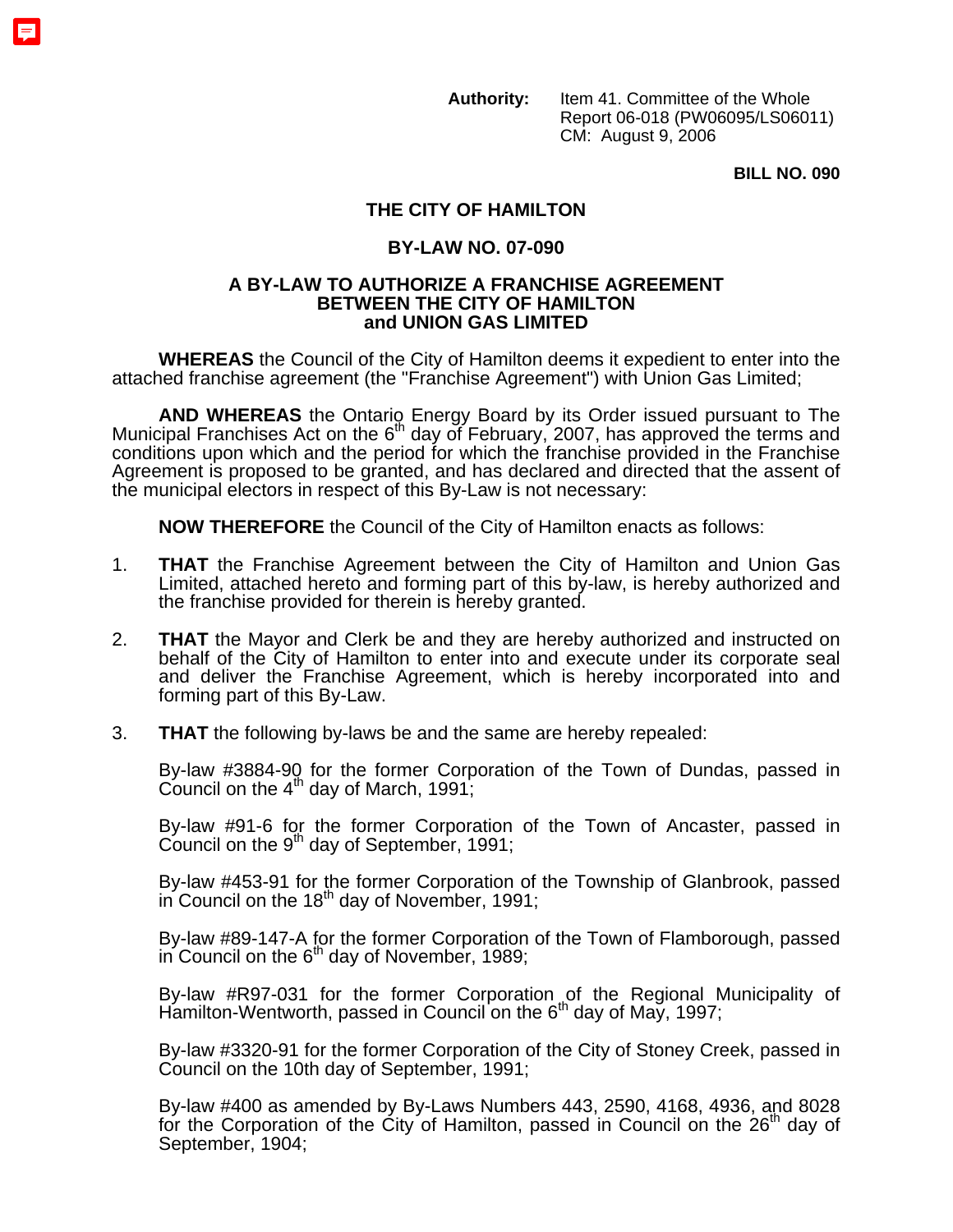**Authority:** Item 41. Committee of the Whole
Report 06-018 (PW06095/LS06011)
CM: August 9, 2006

**BILL NO. 090**

# THE CITY OF HAMILTON

## BY-LAW NO. 07-090

## A BY-LAW TO AUTHORIZE A FRANCHISE AGREEMENT BETWEEN THE CITY OF HAMILTON and UNION GAS LIMITED

**WHEREAS** the Council of the City of Hamilton deems it expedient to enter into the attached franchise agreement (the "Franchise Agreement") with Union Gas Limited;

**AND WHEREAS** the Ontario Energy Board by its Order issued pursuant to The Municipal Franchises Act on the 6th day of February, 2007, has approved the terms and conditions upon which and the period for which the franchise provided in the Franchise Agreement is proposed to be granted, and has declared and directed that the assent of the municipal electors in respect of this By-Law is not necessary:

**NOW THEREFORE** the Council of the City of Hamilton enacts as follows:

1. **THAT** the Franchise Agreement between the City of Hamilton and Union Gas Limited, attached hereto and forming part of this by-law, is hereby authorized and the franchise provided for therein is hereby granted.

2. **THAT** the Mayor and Clerk be and they are hereby authorized and instructed on behalf of the City of Hamilton to enter into and execute under its corporate seal and deliver the Franchise Agreement, which is hereby incorporated into and forming part of this By-Law.

3. **THAT** the following by-laws be and the same are hereby repealed:

   By-law #3884-90 for the former Corporation of the Town of Dundas, passed in Council on the 4th day of March, 1991;

   By-law #91-6 for the former Corporation of the Town of Ancaster, passed in Council on the 9th day of September, 1991;

   By-law #453-91 for the former Corporation of the Township of Glanbrook, passed in Council on the 18th day of November, 1991;

   By-law #89-147-A for the former Corporation of the Town of Flamborough, passed in Council on the 6th day of November, 1989;

   By-law #R97-031 for the former Corporation of the Regional Municipality of Hamilton-Wentworth, passed in Council on the 6th day of May, 1997;

   By-law #3320-91 for the former Corporation of the City of Stoney Creek, passed in Council on the 10th day of September, 1991;

   By-law #400 as amended by By-Laws Numbers 443, 2590, 4168, 4936, and 8028 for the Corporation of the City of Hamilton, passed in Council on the 26th day of September, 1904;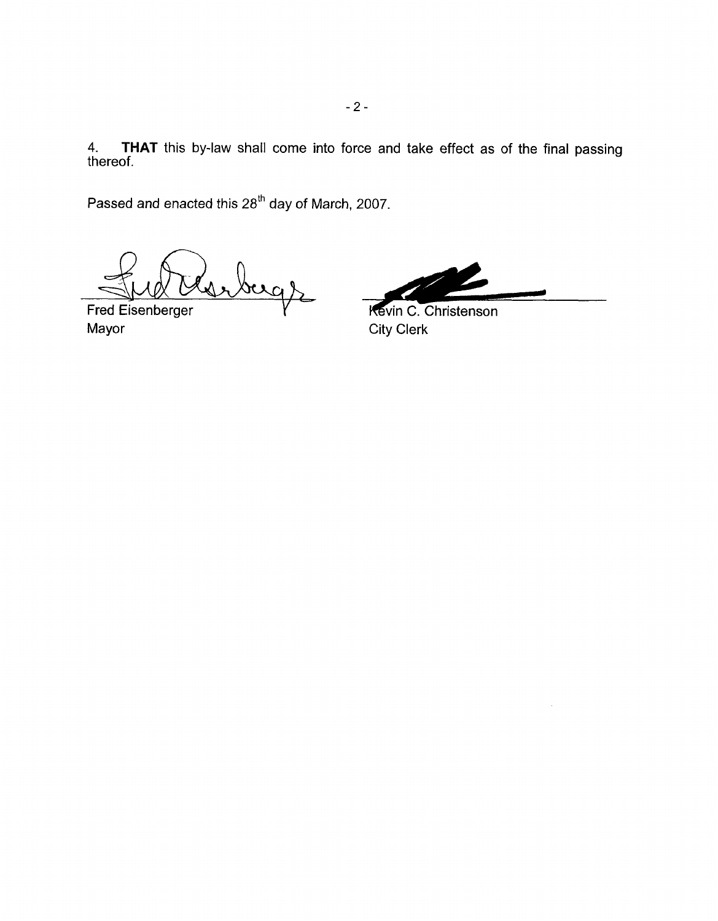4. **THAT** this by-law shall come into force and take effect as of the final passing thereof.

Passed and enacted this 28th day of March, 2007.

Fred Eisenberger
Mayor

Kevin C. Christenson
City Clerk